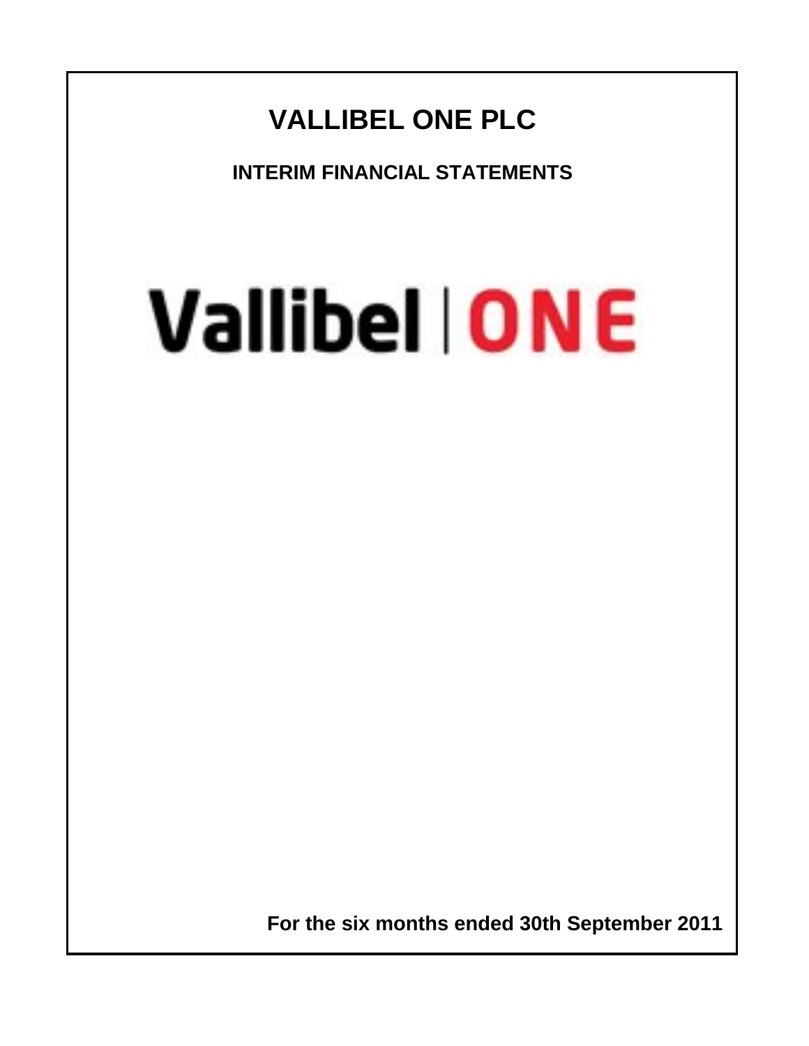# VALLIBEL ONE PLC

## INTERIM FINANCIAL STATEMENTS

Vallibel | ONE

**For the six months ended 30th September 2011**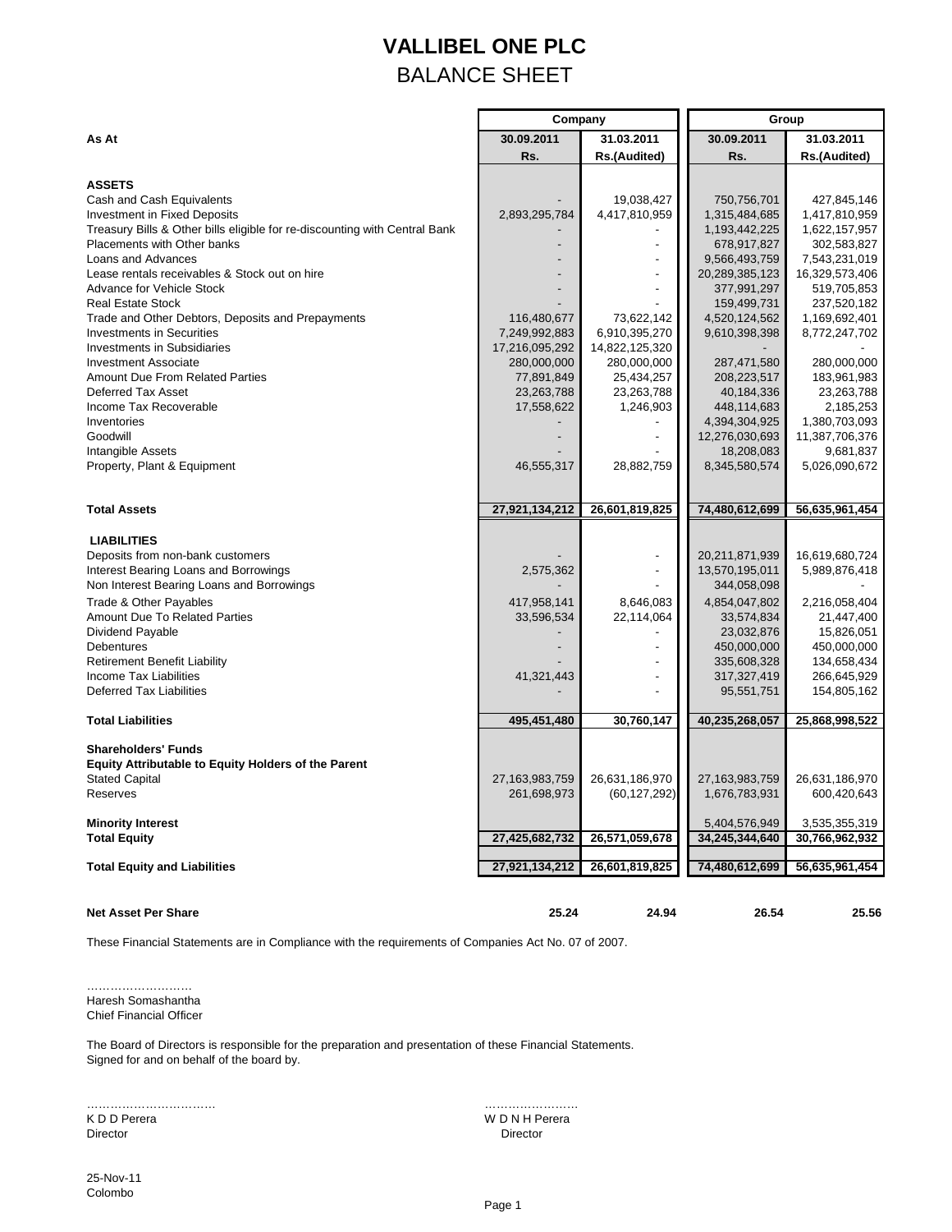# VALLIBEL ONE PLC

## BALANCE SHEET

| As At | Company | | Group | |
|---|---|---|---|---|
| | 30.09.2011 | 31.03.2011 | 30.09.2011 | 31.03.2011 |
| | Rs. | Rs.(Audited) | Rs. | Rs.(Audited) |
| **ASSETS** | | | | |
| Cash and Cash Equivalents | - | 19,038,427 | 750,756,701 | 427,845,146 |
| Investment in Fixed Deposits | 2,893,295,784 | 4,417,810,959 | 1,315,484,685 | 1,417,810,959 |
| Treasury Bills & Other bills eligible for re-discounting with Central Bank | - | - | 1,193,442,225 | 1,622,157,957 |
| Placements with Other banks | - | - | 678,917,827 | 302,583,827 |
| Loans and Advances | - | - | 9,566,493,759 | 7,543,231,019 |
| Lease rentals receivables & Stock out on hire | - | - | 20,289,385,123 | 16,329,573,406 |
| Advance for Vehicle Stock | - | - | 377,991,297 | 519,705,853 |
| Real Estate Stock | - | - | 159,499,731 | 237,520,182 |
| Trade and Other Debtors, Deposits and Prepayments | 116,480,677 | 73,622,142 | 4,520,124,562 | 1,169,692,401 |
| Investments in Securities | 7,249,992,883 | 6,910,395,270 | 9,610,398,398 | 8,772,247,702 |
| Investments in Subsidiaries | 17,216,095,292 | 14,822,125,320 | - | - |
| Investment Associate | 280,000,000 | 280,000,000 | 287,471,580 | 280,000,000 |
| Amount Due From Related Parties | 77,891,849 | 25,434,257 | 208,223,517 | 183,961,983 |
| Deferred Tax Asset | 23,263,788 | 23,263,788 | 40,184,336 | 23,263,788 |
| Income Tax Recoverable | 17,558,622 | 1,246,903 | 448,114,683 | 2,185,253 |
| Inventories | - | - | 4,394,304,925 | 1,380,703,093 |
| Goodwill | - | - | 12,276,030,693 | 11,387,706,376 |
| Intangible Assets | - | - | 18,208,083 | 9,681,837 |
| Property, Plant & Equipment | 46,555,317 | 28,882,759 | 8,345,580,574 | 5,026,090,672 |
| **Total Assets** | **27,921,134,212** | **26,601,819,825** | **74,480,612,699** | **56,635,961,454** |
| **LIABILITIES** | | | | |
| Deposits from non-bank customers | - | - | 20,211,871,939 | 16,619,680,724 |
| Interest Bearing Loans and Borrowings | 2,575,362 | - | 13,570,195,011 | 5,989,876,418 |
| Non Interest Bearing Loans and Borrowings | - | - | 344,058,098 | - |
| Trade & Other Payables | 417,958,141 | 8,646,083 | 4,854,047,802 | 2,216,058,404 |
| Amount Due To Related Parties | 33,596,534 | 22,114,064 | 33,574,834 | 21,447,400 |
| Dividend Payable | - | - | 23,032,876 | 15,826,051 |
| Debentures | - | - | 450,000,000 | 450,000,000 |
| Retirement Benefit Liability | - | - | 335,608,328 | 134,658,434 |
| Income Tax Liabilities | 41,321,443 | - | 317,327,419 | 266,645,929 |
| Deferred Tax Liabilities | - | - | 95,551,751 | 154,805,162 |
| **Total Liabilities** | **495,451,480** | **30,760,147** | **40,235,268,057** | **25,868,998,522** |
| **Shareholders' Funds** | | | | |
| **Equity Attributable to Equity Holders of the Parent** | | | | |
| Stated Capital | 27,163,983,759 | 26,631,186,970 | 27,163,983,759 | 26,631,186,970 |
| Reserves | 261,698,973 | (60,127,292) | 1,676,783,931 | 600,420,643 |
| **Minority Interest** | | | 5,404,576,949 | 3,535,355,319 |
| **Total Equity** | **27,425,682,732** | **26,571,059,678** | **34,245,344,640** | **30,766,962,932** |
| **Total Equity and Liabilities** | **27,921,134,212** | **26,601,819,825** | **74,480,612,699** | **56,635,961,454** |
| **Net Asset Per Share** | **25.24** | **24.94** | **26.54** | **25.56** |

These Financial Statements are in Compliance with the requirements of Companies Act No. 07 of 2007.

………………………
Haresh Somashantha
Chief Financial Officer

The Board of Directors is responsible for the preparation and presentation of these Financial Statements.
Signed for and on behalf of the board by.

…………………………… ……………………
K D D Perera W D N H Perera
Director Director

25-Nov-11
Colombo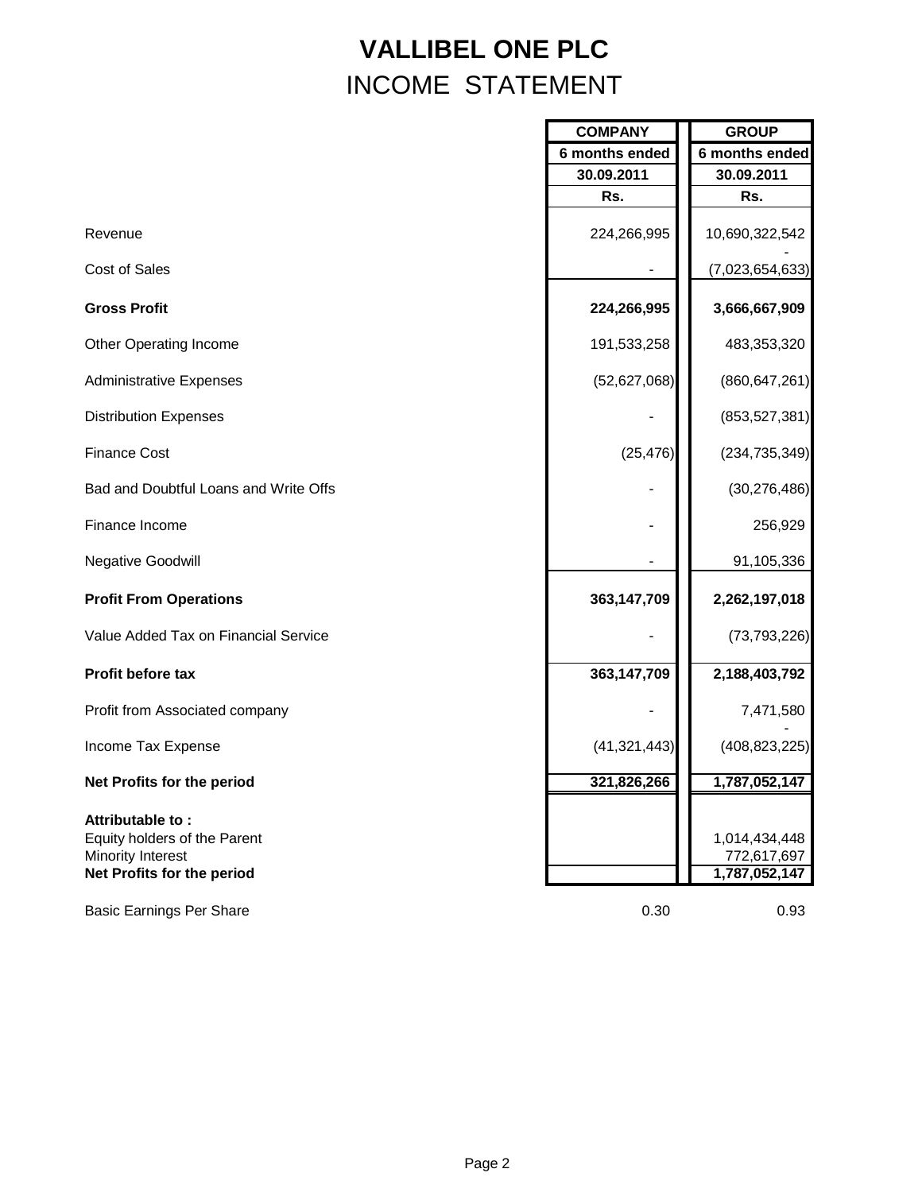# VALLIBEL ONE PLC

## INCOME STATEMENT

| | COMPANY | GROUP |
|---|---|---|
| | 6 months ended | 6 months ended |
| | 30.09.2011 | 30.09.2011 |
| | Rs. | Rs. |
| Revenue | 224,266,995 | 10,690,322,542 |
| Cost of Sales | - | (7,023,654,633) |
| **Gross Profit** | **224,266,995** | **3,666,667,909** |
| Other Operating Income | 191,533,258 | 483,353,320 |
| Administrative Expenses | (52,627,068) | (860,647,261) |
| Distribution Expenses | - | (853,527,381) |
| Finance Cost | (25,476) | (234,735,349) |
| Bad and Doubtful Loans and Write Offs | - | (30,276,486) |
| Finance Income | - | 256,929 |
| Negative Goodwill | - | 91,105,336 |
| **Profit From Operations** | **363,147,709** | **2,262,197,018** |
| Value Added Tax on Financial Service | - | (73,793,226) |
| **Profit before tax** | **363,147,709** | **2,188,403,792** |
| Profit from Associated company | - | 7,471,580 |
| Income Tax Expense | (41,321,443) | (408,823,225) |
| **Net Profits for the period** | **321,826,266** | **1,787,052,147** |
| **Attributable to :** | | |
| Equity holders of the Parent | | 1,014,434,448 |
| Minority Interest | | 772,617,697 |
| **Net Profits for the period** | | **1,787,052,147** |
| Basic Earnings Per Share | 0.30 | 0.93 |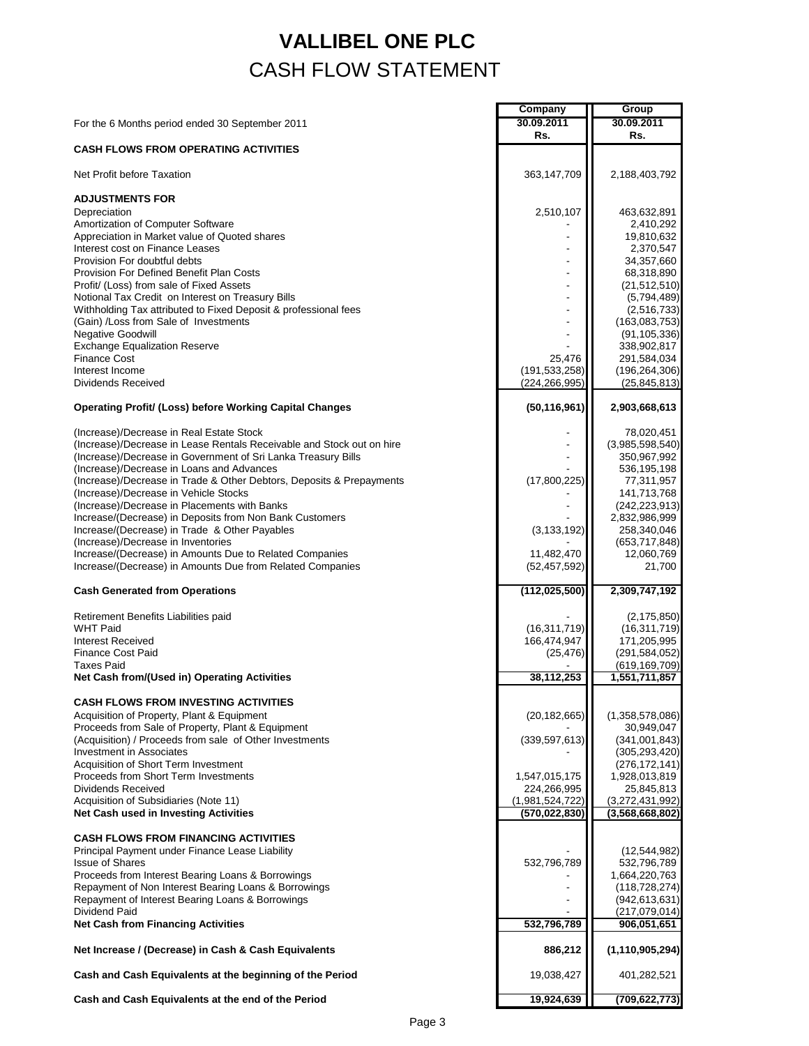# VALLIBEL ONE PLC

## CASH FLOW STATEMENT

| For the 6 Months period ended 30 September 2011 | Company 30.09.2011 Rs. | Group 30.09.2011 Rs. |
|---|---|---|
| **CASH FLOWS FROM OPERATING ACTIVITIES** | | |
| Net Profit before Taxation | 363,147,709 | 2,188,403,792 |
| **ADJUSTMENTS FOR** | | |
| Depreciation | 2,510,107 | 463,632,891 |
| Amortization of Computer Software | - | 2,410,292 |
| Appreciation in Market value of Quoted shares | - | 19,810,632 |
| Interest cost on Finance Leases | - | 2,370,547 |
| Provision For doubtful debts | - | 34,357,660 |
| Provision For Defined Benefit Plan Costs | - | 68,318,890 |
| Profit/ (Loss) from sale of Fixed Assets | - | (21,512,510) |
| Notional Tax Credit on Interest on Treasury Bills | - | (5,794,489) |
| Withholding Tax attributed to Fixed Deposit & professional fees | - | (2,516,733) |
| (Gain) /Loss from Sale of Investments | - | (163,083,753) |
| Negative Goodwill | - | (91,105,336) |
| Exchange Equalization Reserve | - | 338,902,817 |
| Finance Cost | 25,476 | 291,584,034 |
| Interest Income | (191,533,258) | (196,264,306) |
| Dividends Received | (224,266,995) | (25,845,813) |
| **Operating Profit/ (Loss) before Working Capital Changes** | **(50,116,961)** | **2,903,668,613** |
| (Increase)/Decrease in Real Estate Stock | - | 78,020,451 |
| (Increase)/Decrease in Lease Rentals Receivable and Stock out on hire | - | (3,985,598,540) |
| (Increase)/Decrease in Government of Sri Lanka Treasury Bills | - | 350,967,992 |
| (Increase)/Decrease in Loans and Advances | - | 536,195,198 |
| (Increase)/Decrease in Trade & Other Debtors, Deposits & Prepayments | (17,800,225) | 77,311,957 |
| (Increase)/Decrease in Vehicle Stocks | - | 141,713,768 |
| (Increase)/Decrease in Placements with Banks | - | (242,223,913) |
| Increase/(Decrease) in Deposits from Non Bank Customers | - | 2,832,986,999 |
| Increase/(Decrease) in Trade & Other Payables | (3,133,192) | 258,340,046 |
| (Increase)/Decrease in Inventories | - | (653,717,848) |
| Increase/(Decrease) in Amounts Due to Related Companies | 11,482,470 | 12,060,769 |
| Increase/(Decrease) in Amounts Due from Related Companies | (52,457,592) | 21,700 |
| **Cash Generated from Operations** | **(112,025,500)** | **2,309,747,192** |
| Retirement Benefits Liabilities paid | - | (2,175,850) |
| WHT Paid | (16,311,719) | (16,311,719) |
| Interest Received | 166,474,947 | 171,205,995 |
| Finance Cost Paid | (25,476) | (291,584,052) |
| Taxes Paid | - | (619,169,709) |
| **Net Cash from/(Used in) Operating Activities** | **38,112,253** | **1,551,711,857** |
| **CASH FLOWS FROM INVESTING ACTIVITIES** | | |
| Acquisition of Property, Plant & Equipment | (20,182,665) | (1,358,578,086) |
| Proceeds from Sale of Property, Plant & Equipment | - | 30,949,047 |
| (Acquisition) / Proceeds from sale of Other Investments | (339,597,613) | (341,001,843) |
| Investment in Associates | - | (305,293,420) |
| Acquisition of Short Term Investment | | (276,172,141) |
| Proceeds from Short Term Investments | 1,547,015,175 | 1,928,013,819 |
| Dividends Received | 224,266,995 | 25,845,813 |
| Acquisition of Subsidiaries (Note 11) | (1,981,524,722) | (3,272,431,992) |
| **Net Cash used in Investing Activities** | **(570,022,830)** | **(3,568,668,802)** |
| **CASH FLOWS FROM FINANCING ACTIVITIES** | | |
| Principal Payment under Finance Lease Liability | - | (12,544,982) |
| Issue of Shares | 532,796,789 | 532,796,789 |
| Proceeds from Interest Bearing Loans & Borrowings | - | 1,664,220,763 |
| Repayment of Non Interest Bearing Loans & Borrowings | - | (118,728,274) |
| Repayment of Interest Bearing Loans & Borrowings | - | (942,613,631) |
| Dividend Paid | - | (217,079,014) |
| **Net Cash from Financing Activities** | **532,796,789** | **906,051,651** |
| **Net Increase / (Decrease) in Cash & Cash Equivalents** | **886,212** | **(1,110,905,294)** |
| **Cash and Cash Equivalents at the beginning of the Period** | 19,038,427 | 401,282,521 |
| **Cash and Cash Equivalents at the end of the Period** | **19,924,639** | **(709,622,773)** |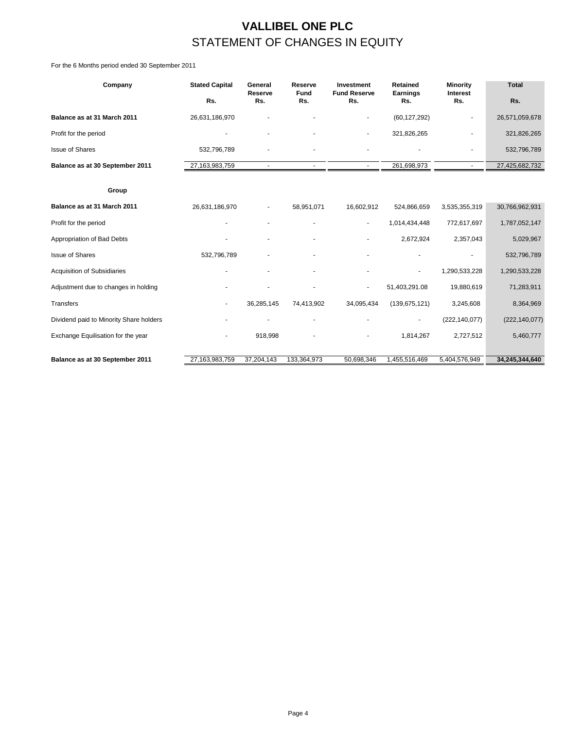# VALLIBEL ONE PLC

## STATEMENT OF CHANGES IN EQUITY

For the 6 Months period ended 30 September 2011

| Company | Stated Capital Rs. | General Reserve Rs. | Reserve Fund Rs. | Investment Fund Reserve Rs. | Retained Earnings Rs. | Minority Interest Rs. | Total Rs. |
|---|---|---|---|---|---|---|---|
| **Balance as at 31 March 2011** | 26,631,186,970 | - | - | - | (60,127,292) | - | 26,571,059,678 |
| Profit for the period | - | - | - | - | 321,826,265 | - | 321,826,265 |
| Issue of Shares | 532,796,789 | - | - | - | - | - | 532,796,789 |
| **Balance as at 30 September 2011** | 27,163,983,759 | - | - | - | 261,698,973 | - | 27,425,682,732 |
| | | | | | | | |
| **Group** | | | | | | | |
| **Balance as at 31 March 2011** | 26,631,186,970 | - | 58,951,071 | 16,602,912 | 524,866,659 | 3,535,355,319 | 30,766,962,931 |
| Profit for the period | - | - | - | - | 1,014,434,448 | 772,617,697 | 1,787,052,147 |
| Appropriation of Bad Debts | - | - | - | - | 2,672,924 | 2,357,043 | 5,029,967 |
| Issue of Shares | 532,796,789 | - | - | - | - | - | 532,796,789 |
| Acquisition of Subsidiaries | - | - | - | - | - | 1,290,533,228 | 1,290,533,228 |
| Adjustment due to changes in holding | - | - | - | - | 51,403,291.08 | 19,880,619 | 71,283,911 |
| Transfers | - | 36,285,145 | 74,413,902 | 34,095,434 | (139,675,121) | 3,245,608 | 8,364,969 |
| Dividend paid to Minority Share holders | - | - | - | - | - | (222,140,077) | (222,140,077) |
| Exchange Equilisation for the year | - | 918,998 | - | - | 1,814,267 | 2,727,512 | 5,460,777 |
| **Balance as at 30 September 2011** | 27,163,983,759 | 37,204,143 | 133,364,973 | 50,698,346 | 1,455,516,469 | 5,404,576,949 | **34,245,344,640** |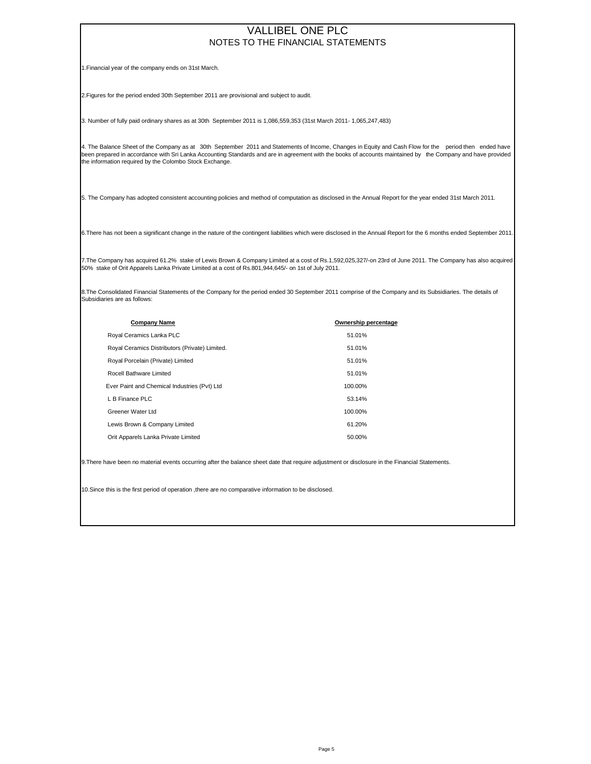# VALLIBEL ONE PLC

## NOTES TO THE FINANCIAL STATEMENTS

1.Financial year of the company ends on 31st March.

2.Figures for the period ended 30th September 2011 are provisional and subject to audit.

3. Number of fully paid ordinary shares as at 30th September 2011 is 1,086,559,353 (31st March 2011- 1,065,247,483)

4. The Balance Sheet of the Company as at 30th September 2011 and Statements of Income, Changes in Equity and Cash Flow for the period then ended have been prepared in accordance with Sri Lanka Accounting Standards and are in agreement with the books of accounts maintained by the Company and have provided the information required by the Colombo Stock Exchange.

5. The Company has adopted consistent accounting policies and method of computation as disclosed in the Annual Report for the year ended 31st March 2011.

6.There has not been a significant change in the nature of the contingent liabilities which were disclosed in the Annual Report for the 6 months ended September 2011.

7.The Company has acquired 61.2% stake of Lewis Brown & Company Limited at a cost of Rs.1,592,025,327/-on 23rd of June 2011. The Company has also acquired 50% stake of Orit Apparels Lanka Private Limited at a cost of Rs.801,944,645/- on 1st of July 2011.

8.The Consolidated Financial Statements of the Company for the period ended 30 September 2011 comprise of the Company and its Subsidiaries. The details of Subsidiaries are as follows:

| Company Name | Ownership percentage |
|---|---|
| Royal Ceramics Lanka PLC | 51.01% |
| Royal Ceramics Distributors (Private) Limited. | 51.01% |
| Royal Porcelain (Private) Limited | 51.01% |
| Rocell Bathware Limited | 51.01% |
| Ever Paint and Chemical Industries (Pvt) Ltd | 100.00% |
| L B Finance PLC | 53.14% |
| Greener Water Ltd | 100.00% |
| Lewis Brown & Company Limited | 61.20% |
| Orit Apparels Lanka Private Limited | 50.00% |

9.There have been no material events occurring after the balance sheet date that require adjustment or disclosure in the Financial Statements.

10.Since this is the first period of operation ,there are no comparative information to be disclosed.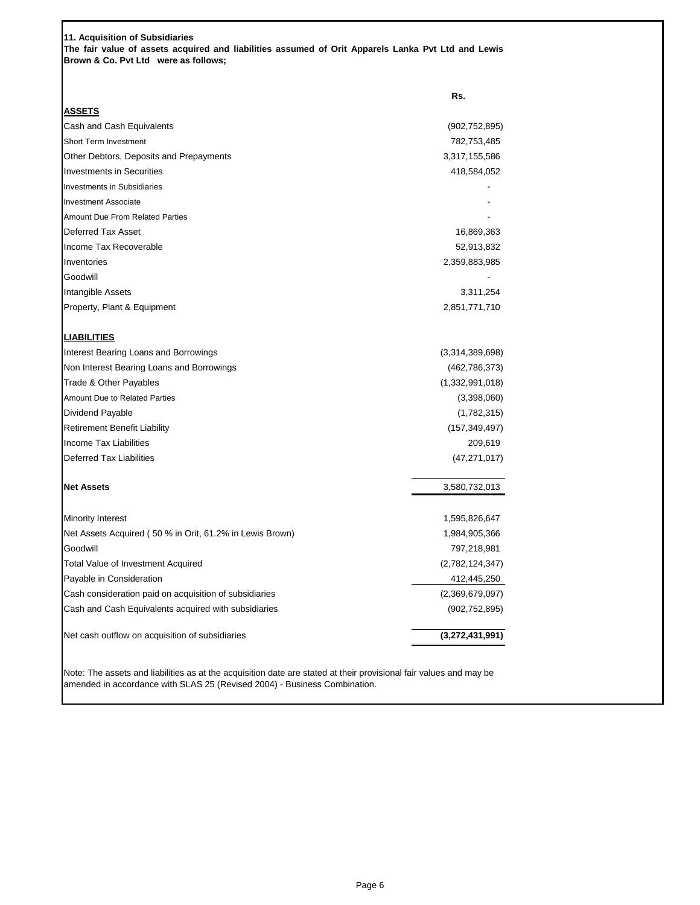**11. Acquisition of Subsidiaries**

**The fair value of assets acquired and liabilities assumed of Orit Apparels Lanka Pvt Ltd and Lewis Brown & Co. Pvt Ltd were as follows;**

| | Rs. |
|---|---|
| **ASSETS** | |
| Cash and Cash Equivalents | (902,752,895) |
| Short Term Investment | 782,753,485 |
| Other Debtors, Deposits and Prepayments | 3,317,155,586 |
| Investments in Securities | 418,584,052 |
| Investments in Subsidiaries | - |
| Investment Associate | - |
| Amount Due From Related Parties | - |
| Deferred Tax Asset | 16,869,363 |
| Income Tax Recoverable | 52,913,832 |
| Inventories | 2,359,883,985 |
| Goodwill | - |
| Intangible Assets | 3,311,254 |
| Property, Plant & Equipment | 2,851,771,710 |
| **LIABILITIES** | |
| Interest Bearing Loans and Borrowings | (3,314,389,698) |
| Non Interest Bearing Loans and Borrowings | (462,786,373) |
| Trade & Other Payables | (1,332,991,018) |
| Amount Due to Related Parties | (3,398,060) |
| Dividend Payable | (1,782,315) |
| Retirement Benefit Liability | (157,349,497) |
| Income Tax Liabilities | 209,619 |
| Deferred Tax Liabilities | (47,271,017) |
| **Net Assets** | 3,580,732,013 |
| Minority Interest | 1,595,826,647 |
| Net Assets Acquired ( 50 % in Orit, 61.2% in Lewis Brown) | 1,984,905,366 |
| Goodwill | 797,218,981 |
| Total Value of Investment Acquired | (2,782,124,347) |
| Payable in Consideration | 412,445,250 |
| Cash consideration paid on acquisition of subsidiaries | (2,369,679,097) |
| Cash and Cash Equivalents acquired with subsidiaries | (902,752,895) |
| Net cash outflow on acquisition of subsidiaries | **(3,272,431,991)** |

Note: The assets and liabilities as at the acquisition date are stated at their provisional fair values and may be amended in accordance with SLAS 25 (Revised 2004) - Business Combination.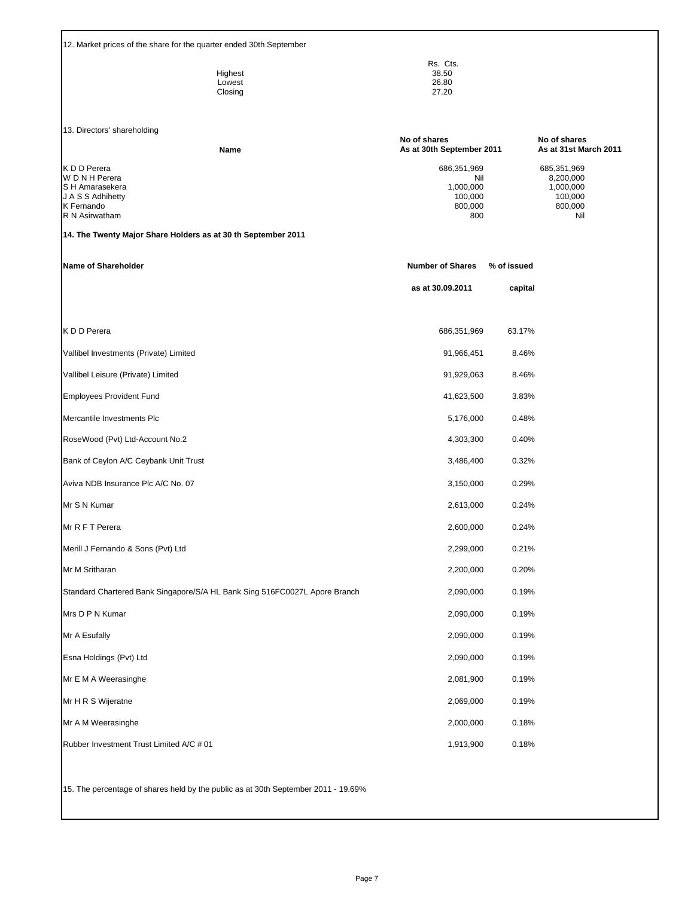12. Market prices of the share for the quarter ended 30th September

| | Rs. Cts. |
|---|---|
| Highest | 38.50 |
| Lowest | 26.80 |
| Closing | 27.20 |

13. Directors' shareholding

| Name | No of shares As at 30th September 2011 | No of shares As at 31st March 2011 |
|---|---|---|
| K D D Perera | 686,351,969 | 685,351,969 |
| W D N H Perera | Nil | 8,200,000 |
| S H Amarasekera | 1,000,000 | 1,000,000 |
| J A S S Adhihetty | 100,000 | 100,000 |
| K Fernando | 800,000 | 800,000 |
| R N Asirwatham | 800 | Nil |

**14. The Twenty Major Share Holders as at 30 th September 2011**

| **Name of Shareholder** | **Number of Shares as at 30.09.2011** | **% of issued capital** |
|---|---|---|
| K D D Perera | 686,351,969 | 63.17% |
| Vallibel Investments (Private) Limited | 91,966,451 | 8.46% |
| Vallibel Leisure (Private) Limited | 91,929,063 | 8.46% |
| Employees Provident Fund | 41,623,500 | 3.83% |
| Mercantile Investments Plc | 5,176,000 | 0.48% |
| RoseWood (Pvt) Ltd-Account No.2 | 4,303,300 | 0.40% |
| Bank of Ceylon A/C Ceybank Unit Trust | 3,486,400 | 0.32% |
| Aviva NDB Insurance Plc A/C No. 07 | 3,150,000 | 0.29% |
| Mr S N Kumar | 2,613,000 | 0.24% |
| Mr R F T Perera | 2,600,000 | 0.24% |
| Merill J Fernando & Sons (Pvt) Ltd | 2,299,000 | 0.21% |
| Mr M Sritharan | 2,200,000 | 0.20% |
| Standard Chartered Bank Singapore/S/A HL Bank Sing 516FC0027L Apore Branch | 2,090,000 | 0.19% |
| Mrs D P N Kumar | 2,090,000 | 0.19% |
| Mr A Esufally | 2,090,000 | 0.19% |
| Esna Holdings (Pvt) Ltd | 2,090,000 | 0.19% |
| Mr E M A Weerasinghe | 2,081,900 | 0.19% |
| Mr H R S Wijeratne | 2,069,000 | 0.19% |
| Mr A M Weerasinghe | 2,000,000 | 0.18% |
| Rubber Investment Trust Limited A/C # 01 | 1,913,900 | 0.18% |

15. The percentage of shares held by the public as at 30th September 2011 - 19.69%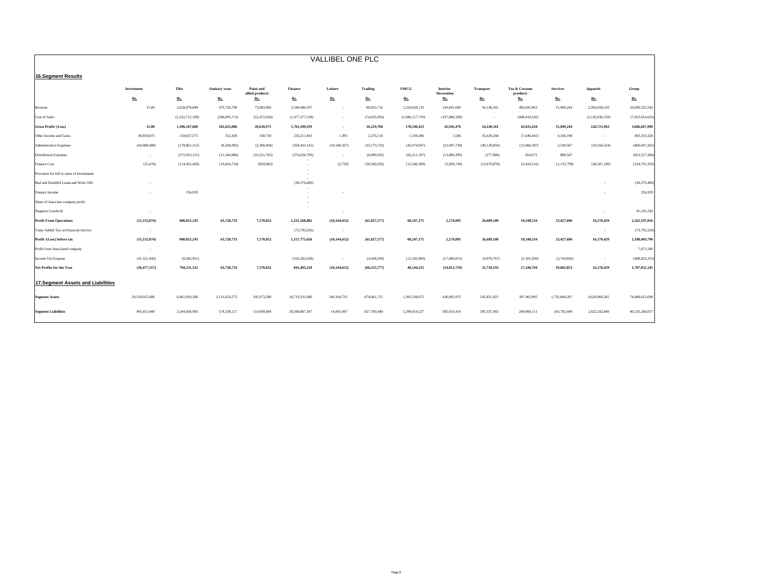# VALLIBEL ONE PLC

## 16.Segment Results

| | Investment | Tiles | Sanitary wear | Paint and allied products | Finance | Leisure | Trading | FMCG | Interior Decoration | Transport | Tea & Coconut products | Services | Apparels | Group |
|---|---|---|---|---|---|---|---|---|---|---|---|---|---|---|
| | Rs. | Rs. | Rs. | Rs. | Rs. | Rs. | Rs. | Rs. | Rs. | Rs. | Rs. | Rs. | Rs. | Rs. |
| Revenue | 15.00 | 2,628,879,849 | 370,720,798 | 73,083,905 | 3,240,486,597 | - | 90,855,716 | 1,224,658,133 | 243,841,660 | 54,146,561 | 483,041,963 | 15,949,244 | 2,264,658,102 | 10,690,322,542 |
| Cost of Sales | | (1,322,712,189) | (268,095,712) | (52,472,934) | (1,477,377,238) | - | (74,635,956) | (1,046,117,710) | (197,896,189) | - | (440,410,545) | | (2,143,936,159) | (7,023,654,633) |
| **Gross Profit/ (Loss)** | **15.00** | **1,306,167,660** | **102,625,086** | **20,610,971** | **1,763,109,359** | **-** | **16,219,760** | **178,540,423** | **45,945,470** | **54,146,561** | **42,631,418** | **15,949,244** | **120,721,943** | **3,666,667,909** |
| Other Income and Gains | 49,859,075 | 159,657,575 | 352,459 | 338,750 | 233,211,943 | 1,395 | 2,276,110 | 1,339,286 | 1,506 | 35,629,268 | (7,646,441) | 4,166,198 | - | 483,353,320 |
| Administrative Expenses | (64,989,488) | (178,861,312) | (8,269,092) | (2,306,904) | (358,441,141) | (10,140,327) | (33,173,735) | (45,074,947) | (25,947,738) | (49,129,850) | (12,866,597) | 3,549,507 | (58,164,324) | (860,647,262) |
| Distribution Expenses | - | (371,953,151) | (11,344,986) | (10,221,783) | (376,034,793) | - | (8,889,505) | (62,211,197) | (13,886,395) | (277,008) | 854,671 | 898,547 | | (853,527,380) |
| Finance Cost | (25,476) | (114,452,458) | (19,634,734) | (850,982) | - | (5,720) | (38,260,205) | (12,346,389) | (3,838,749) | (13,679,870) | (3,424,516) | (1,135,799) | (46,387,189) | (234,735,350) |
| Provision for fall in value of Investments | | | | | - | | | | | | | | | |
| Bad and Doubtful Loans and Write Offs | - | | | | (30,276,486) | | | | | | | | - | (30,276,486) |
| Finance Income | - | 256,929 | | | - | - | | | | | | | - | 256,929 |
| Share of Associate company profit | | | | | - | | | | | | | | | |
| Negative Goodwill | - | | | | - | - | | | | | | | - | 91,105,336 |
| **Profit From Operations** | **(15,155,874)** | **800,815,243** | **63,728,733** | **7,570,052** | **1,231,568,882** | **(10,144,652)** | **(61,827,577)** | **60,247,175** | **2,274,095** | **26,689,100** | **19,548,534** | **23,427,696** | **16,170,429** | **2,262,197,016** |
| Value Added Tax on Financial Service | - | | | | (73,793,226) | - | | | | | | | - | (73,793,226) |
| **Profit /(Loss) before tax** | **(15,155,874)** | **800,815,243** | **63,728,733** | **7,570,052** | **1,157,775,656** | **(10,144,652)** | **(61,827,577)** | **60,247,175** | **2,274,095** | **26,689,100** | **19,548,534** | **23,427,696** | **16,170,429** | **2,188,403,790** |
| Profit from Associated company | - | | | | | | | | | | | | | 7,471,580 |
| Income Tax Expense | (41,321,443) | (6,583,931) | | | (316,282,438) | - | (4,428,200) | (12,102,960) | (17,086,813) | (4,970,767) | (2,301,830) | (3,744,842) | - | (408,823,225) |
| **Net Profits for the Year** | **(56,477,317)** | **794,231,312** | **63,728,733** | **7,570,052** | **841,493,218** | **(10,144,652)** | **(66,255,777)** | **48,144,215** | **(14,812,719)** | **21,718,333** | **17,246,704** | **19,682,853** | **16,170,429** | **1,787,052,145** |

## 17.Segment Assets and Liabilities

| | Investment | Tiles | Sanitary wear | Paint and allied products | Finance | Leisure | Trading | FMCG | Interior Decoration | Transport | Tea & Coconut products | Services | Apparels | Group |
|---|---|---|---|---|---|---|---|---|---|---|---|---|---|---|
| **Segment Assets** | 20,518,925,408 | 6,861,093,368 | 2,121,623,573 | 105,073,380 | 34,719,231,080 | 346,164,732 | 674,061,721 | 1,391,338,072 | 436,965,975 | 545,851,921 | 397,465,995 | 1,732,849,207 | 4,629,968,265 | 74,480,612,698 |
| **Segment Liabilities** | 495,451,480 | 3,544,843,993 | 574,339,217 | 114,000,884 | 29,348,807,347 | 14,003,947 | 827,700,440 | 1,299,814,527 | 305,033,410 | 395,337,402 | 249,900,111 | 243,792,449 | 2,822,242,849 | 40,235,268,057 |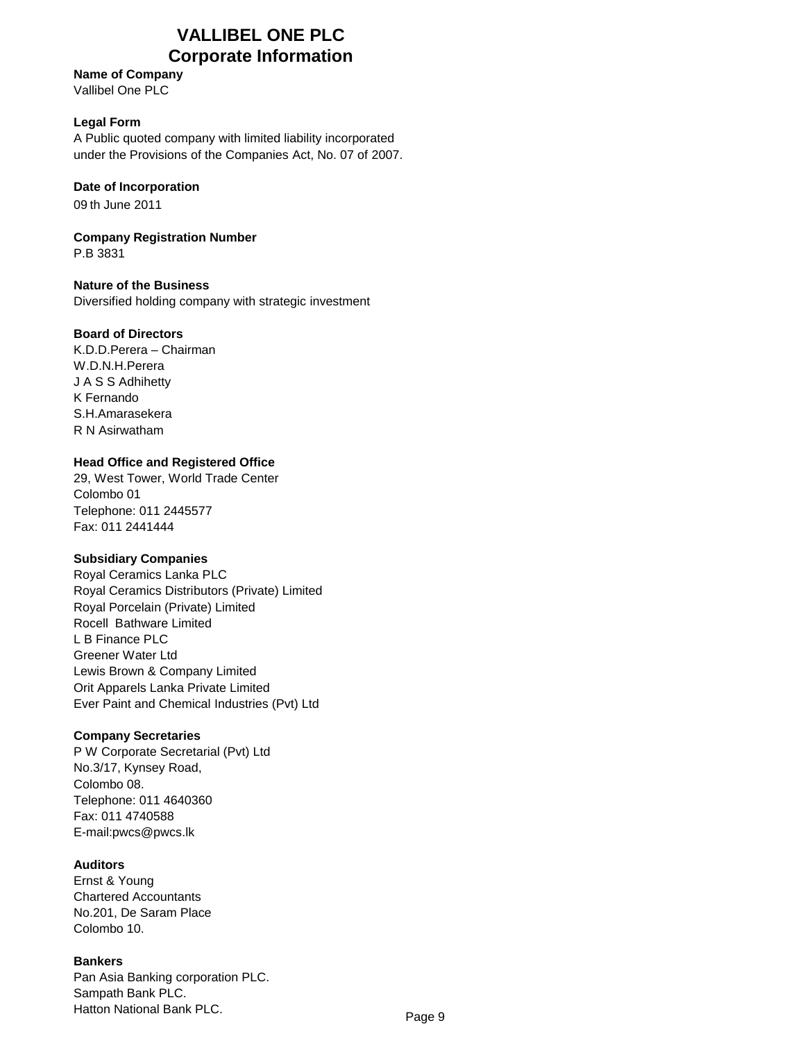# VALLIBEL ONE PLC
## Corporate Information

**Name of Company**
Vallibel One PLC

**Legal Form**
A Public quoted company with limited liability incorporated under the Provisions of the Companies Act, No. 07 of 2007.

**Date of Incorporation**
09 th June 2011

**Company Registration Number**
P.B 3831

**Nature of the Business**
Diversified holding company with strategic investment

**Board of Directors**
K.D.D.Perera – Chairman
W.D.N.H.Perera
J A S S Adhihetty
K Fernando
S.H.Amarasekera
R N Asirwatham

**Head Office and Registered Office**
29, West Tower, World Trade Center
Colombo 01
Telephone: 011 2445577
Fax: 011 2441444

**Subsidiary Companies**
Royal Ceramics Lanka PLC
Royal Ceramics Distributors (Private) Limited
Royal Porcelain (Private) Limited
Rocell Bathware Limited
L B Finance PLC
Greener Water Ltd
Lewis Brown & Company Limited
Orit Apparels Lanka Private Limited
Ever Paint and Chemical Industries (Pvt) Ltd

**Company Secretaries**
P W Corporate Secretarial (Pvt) Ltd
No.3/17, Kynsey Road,
Colombo 08.
Telephone: 011 4640360
Fax: 011 4740588
E-mail:pwcs@pwcs.lk

**Auditors**
Ernst & Young
Chartered Accountants
No.201, De Saram Place
Colombo 10.

**Bankers**
Pan Asia Banking corporation PLC.
Sampath Bank PLC.
Hatton National Bank PLC.